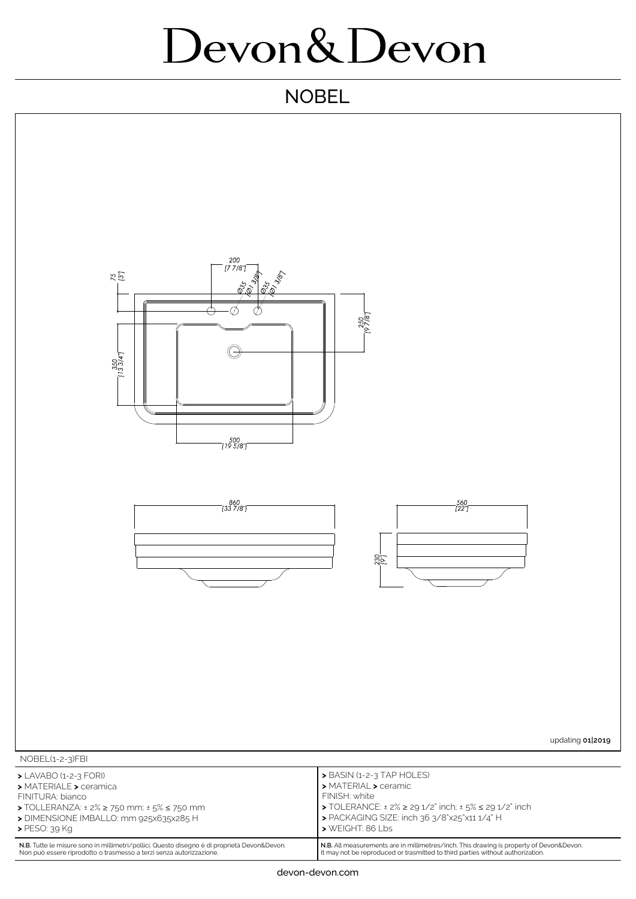# Devon&Devon

## NOBEL

200 [7 7/8"]

75 [3"]

Ø35 [Ø1 3/8"]

Ø35 [Ø1 3/8"]

250 [9 7/8"]

350 [13 3/4"]

500 [19 5/8"]

860 [33 7/8"]

560 [22"]

230 [9"]

updating **01|2019**

NOBEL(1-2-3)FBI

| | |
|---|---|
| **>** LAVABO (1-2-3 FORI)<br>**>** MATERIALE **>** ceramica<br>FINITURA: bianco<br>**>** TOLLERANZA: ± 2% ≥ 750 mm; ± 5% ≤ 750 mm<br>**>** DIMENSIONE IMBALLO: mm 925x635x285 H<br>**>** PESO: 39 Kg | **>** BASIN (1-2-3 TAP HOLES)<br>**>** MATERIAL **>** ceramic<br>FINISH: white<br>**>** TOLERANCE: ± 2% ≥ 29 1/2" inch; ± 5% ≤ 29 1/2" inch<br>**>** PACKAGING SIZE: inch 36 3/8"x25"x11 1/4" H<br>**>** WEIGHT: 86 Lbs |
| **N.B.** Tutte le misure sono in millimetri/pollici. Questo disegno è di proprietà Devon&Devon. Non può essere riprodotto o trasmesso a terzi senza autorizzazione. | **N.B.** All measurements are in millimetres/inch. This drawing is property of Devon&Devon. It may not be reproduced or trasmitted to third parties without authorization. |

devon-devon.com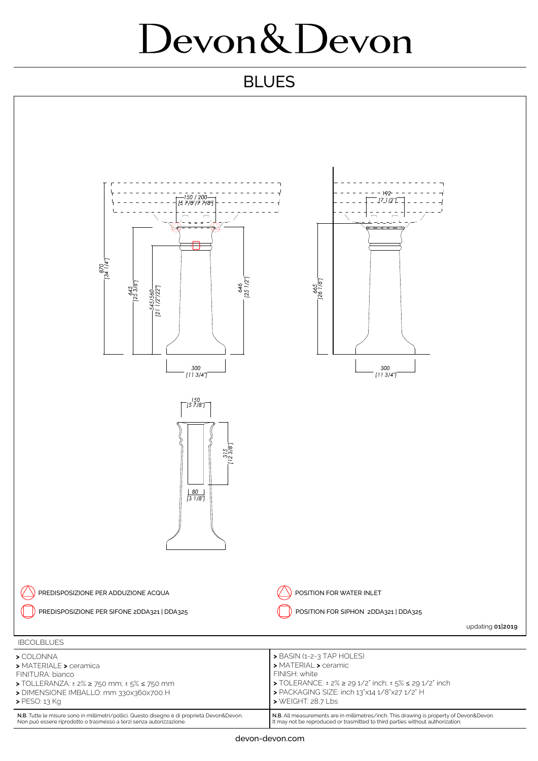# Devon&Devon

## BLUES

150 / 200
[5 7/8"/7 7/8"]

870
[34 1/4"]

645
[25 3/8"]

545/560
[21 1/2"/22"]

646
[25 1/2"]

300
[11 3/4"]

192
[7 1/2"]

665
[26 1/8"]

300
[11 3/4"]

150
[5 7/8"]

315
[12 3/8"]

80
[3 1/8"]

PREDISPOSIZIONE PER ADDUZIONE ACQUA

PREDISPOSIZIONE PER SIFONE 2DDA321 | DDA325

POSITION FOR WATER INLET

POSITION FOR SIPHON 2DDA321 | DDA325

updating **01|2019**

IBCOLBLUES

| | |
|---|---|
| > COLONNA<br>> MATERIALE > ceramica<br>FINITURA: bianco<br>> TOLLERANZA: ± 2% ≥ 750 mm; ± 5% ≤ 750 mm<br>> DIMENSIONE IMBALLO: mm 330x360x700 H<br>> PESO: 13 Kg | > BASIN (1-2-3 TAP HOLES)<br>> MATERIAL > ceramic<br>FINISH: white<br>> TOLERANCE: ± 2% ≥ 29 1/2" inch; ± 5% ≤ 29 1/2" inch<br>> PACKAGING SIZE: inch 13"x14 1/8"x27 1/2" H<br>> WEIGHT: 28,7 Lbs |
| **N.B.** Tutte le misure sono in millimetri/pollici. Questo disegno è di proprietà Devon&Devon. Non può essere riprodotto o trasmesso a terzi senza autorizzazione. | **N.B.** All measurements are in millimetres/inch. This drawing is property of Devon&Devon. It may not be reproduced or trasmitted to third parties without authorization. |

devon-devon.com